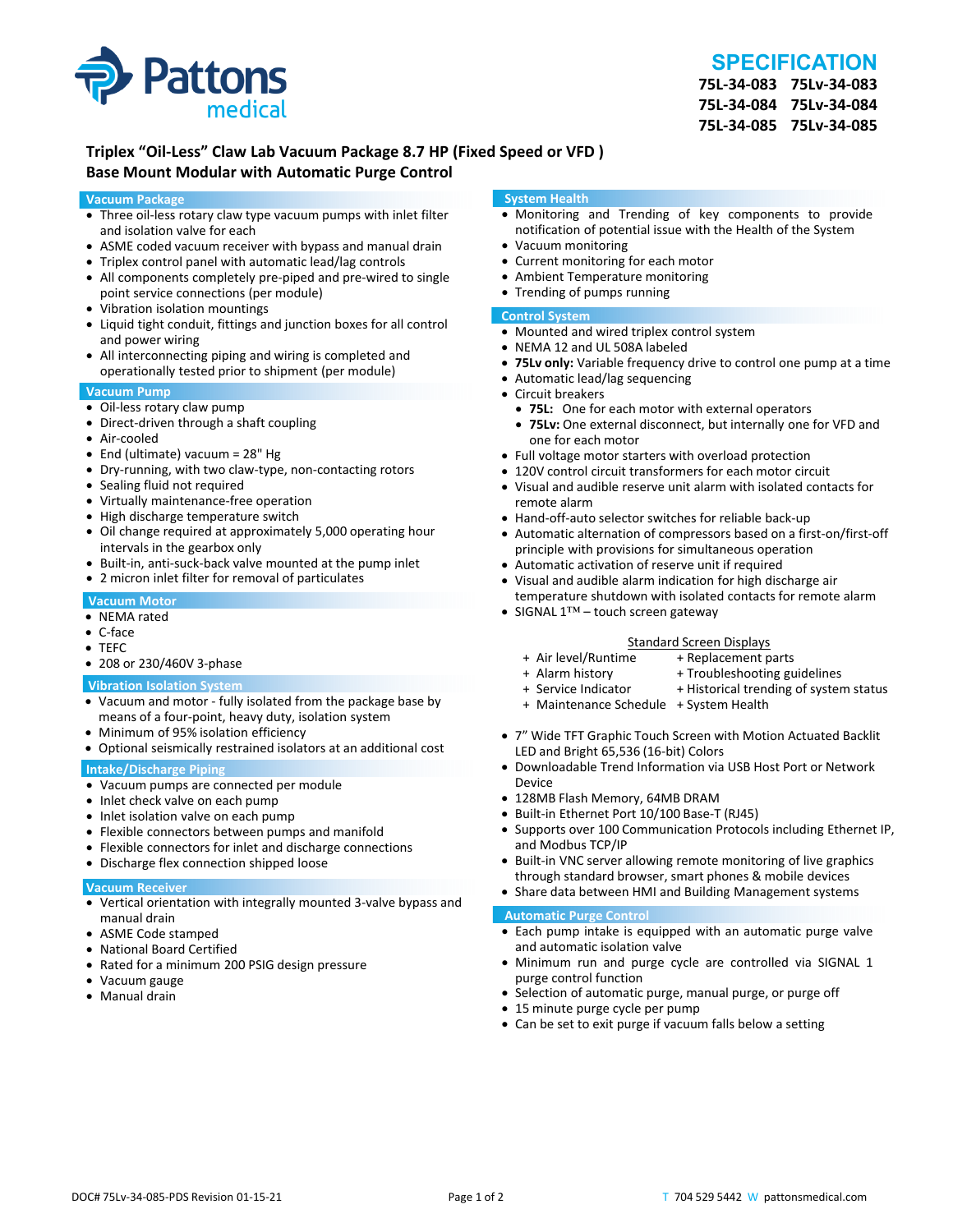Pattons medical

# SPECIFICATION

**75L-34-083 75Lv-34-083**
**75L-34-084 75Lv-34-084**
**75L-34-085 75Lv-34-085**

## Triplex "Oil-Less" Claw Lab Vacuum Package 8.7 HP (Fixed Speed or VFD )
## Base Mount Modular with Automatic Purge Control

### Vacuum Package

- Three oil-less rotary claw type vacuum pumps with inlet filter and isolation valve for each
- ASME coded vacuum receiver with bypass and manual drain
- Triplex control panel with automatic lead/lag controls
- All components completely pre-piped and pre-wired to single point service connections (per module)
- Vibration isolation mountings
- Liquid tight conduit, fittings and junction boxes for all control and power wiring
- All interconnecting piping and wiring is completed and operationally tested prior to shipment (per module)

### Vacuum Pump

- Oil-less rotary claw pump
- Direct-driven through a shaft coupling
- Air-cooled
- End (ultimate) vacuum = 28" Hg
- Dry-running, with two claw-type, non-contacting rotors
- Sealing fluid not required
- Virtually maintenance-free operation
- High discharge temperature switch
- Oil change required at approximately 5,000 operating hour intervals in the gearbox only
- Built-in, anti-suck-back valve mounted at the pump inlet
- 2 micron inlet filter for removal of particulates

### Vacuum Motor

- NEMA rated
- C-face
- TEFC
- 208 or 230/460V 3-phase

### Vibration Isolation System

- Vacuum and motor - fully isolated from the package base by means of a four-point, heavy duty, isolation system
- Minimum of 95% isolation efficiency
- Optional seismically restrained isolators at an additional cost

### Intake/Discharge Piping

- Vacuum pumps are connected per module
- Inlet check valve on each pump
- Inlet isolation valve on each pump
- Flexible connectors between pumps and manifold
- Flexible connectors for inlet and discharge connections
- Discharge flex connection shipped loose

### Vacuum Receiver

- Vertical orientation with integrally mounted 3-valve bypass and manual drain
- ASME Code stamped
- National Board Certified
- Rated for a minimum 200 PSIG design pressure
- Vacuum gauge
- Manual drain

### System Health

- Monitoring and Trending of key components to provide notification of potential issue with the Health of the System
- Vacuum monitoring
- Current monitoring for each motor
- Ambient Temperature monitoring
- Trending of pumps running

### Control System

- Mounted and wired triplex control system
- NEMA 12 and UL 508A labeled
- **75Lv only:** Variable frequency drive to control one pump at a time
- Automatic lead/lag sequencing
- Circuit breakers
  - **75L:** One for each motor with external operators
  - **75Lv:** One external disconnect, but internally one for VFD and one for each motor
- Full voltage motor starters with overload protection
- 120V control circuit transformers for each motor circuit
- Visual and audible reserve unit alarm with isolated contacts for remote alarm
- Hand-off-auto selector switches for reliable back-up
- Automatic alternation of compressors based on a first-on/first-off principle with provisions for simultaneous operation
- Automatic activation of reserve unit if required
- Visual and audible alarm indication for high discharge air temperature shutdown with isolated contacts for remote alarm
- SIGNAL 1™ – touch screen gateway

<u>Standard Screen Displays</u>

- + Air level/Runtime
- + Alarm history
- + Service Indicator
- + Maintenance Schedule
- + Replacement parts
- + Troubleshooting guidelines
- + Historical trending of system status
- + System Health

- 7" Wide TFT Graphic Touch Screen with Motion Actuated Backlit LED and Bright 65,536 (16-bit) Colors
- Downloadable Trend Information via USB Host Port or Network Device
- 128MB Flash Memory, 64MB DRAM
- Built-in Ethernet Port 10/100 Base-T (RJ45)
- Supports over 100 Communication Protocols including Ethernet IP, and Modbus TCP/IP
- Built-in VNC server allowing remote monitoring of live graphics through standard browser, smart phones & mobile devices
- Share data between HMI and Building Management systems

### Automatic Purge Control

- Each pump intake is equipped with an automatic purge valve and automatic isolation valve
- Minimum run and purge cycle are controlled via SIGNAL 1 purge control function
- Selection of automatic purge, manual purge, or purge off
- 15 minute purge cycle per pump
- Can be set to exit purge if vacuum falls below a setting

DOC# 75Lv-34-085-PDS Revision 01-15-21

T 704 529 5442 W pattonsmedical.com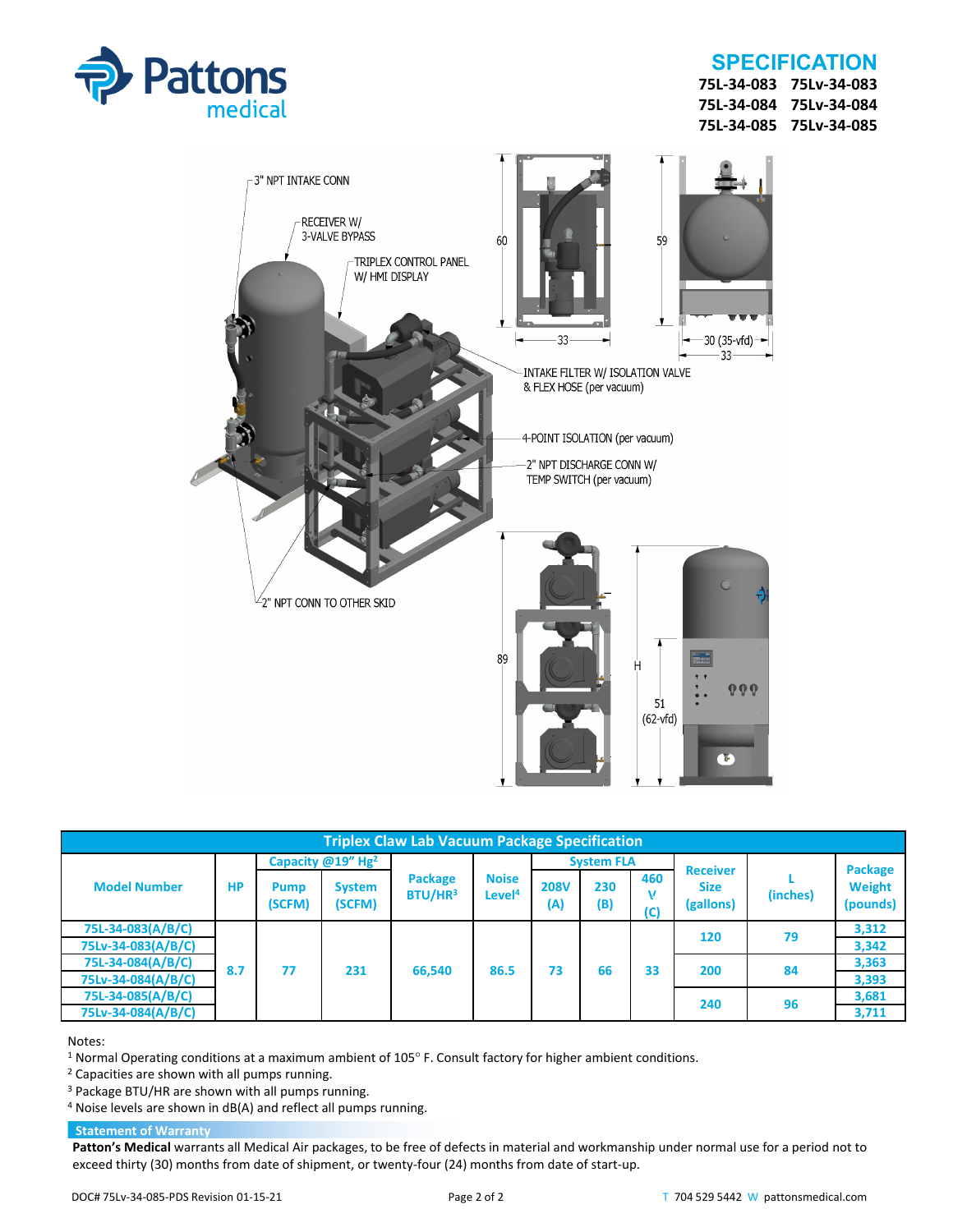## SPECIFICATION

**75L-34-083 75Lv-34-083**
**75L-34-084 75Lv-34-084**
**75L-34-085 75Lv-34-085**

3" NPT INTAKE CONN

RECEIVER W/ 3-VALVE BYPASS

TRIPLEX CONTROL PANEL W/ HMI DISPLAY

INTAKE FILTER W/ ISOLATION VALVE & FLEX HOSE (per vacuum)

4-POINT ISOLATION (per vacuum)

2" NPT DISCHARGE CONN W/ TEMP SWITCH (per vacuum)

2" NPT CONN TO OTHER SKID

60

33

59

30 (35-vfd)

33

89

H

51 (62-vfd)

| Triplex Claw Lab Vacuum Package Specification | | | | | | | | | | | |
|---|---|---|---|---|---|---|---|---|---|---|---|
| Model Number | HP | Capacity @19" Hg[2] Pump (SCFM) | Capacity @19" Hg[2] System (SCFM) | Package BTU/HR[3] | Noise Level[4] | System FLA 208V (A) | System FLA 230 (B) | System FLA 460 V (C) | Receiver Size (gallons) | L (inches) | Package Weight (pounds) |
| 75L-34-083(A/B/C) | 8.7 | 77 | 231 | 66,540 | 86.5 | 73 | 66 | 33 | 120 | 79 | 3,312 |
| 75Lv-34-083(A/B/C) | | | | | | | | | | | 3,342 |
| 75L-34-084(A/B/C) | | | | | | | | | 200 | 84 | 3,363 |
| 75Lv-34-084(A/B/C) | | | | | | | | | | | 3,393 |
| 75L-34-085(A/B/C) | | | | | | | | | 240 | 96 | 3,681 |
| 75Lv-34-084(A/B/C) | | | | | | | | | | | 3,711 |

Notes:

[1] Normal Operating conditions at a maximum ambient of 105° F. Consult factory for higher ambient conditions.
[2] Capacities are shown with all pumps running.
[3] Package BTU/HR are shown with all pumps running.
[4] Noise levels are shown in dB(A) and reflect all pumps running.

### Statement of Warranty

**Patton's Medical** warrants all Medical Air packages, to be free of defects in material and workmanship under normal use for a period not to exceed thirty (30) months from date of shipment, or twenty-four (24) months from date of start-up.

DOC# 75Lv-34-085-PDS Revision 01-15-21

T 704 529 5442 W pattonsmedical.com